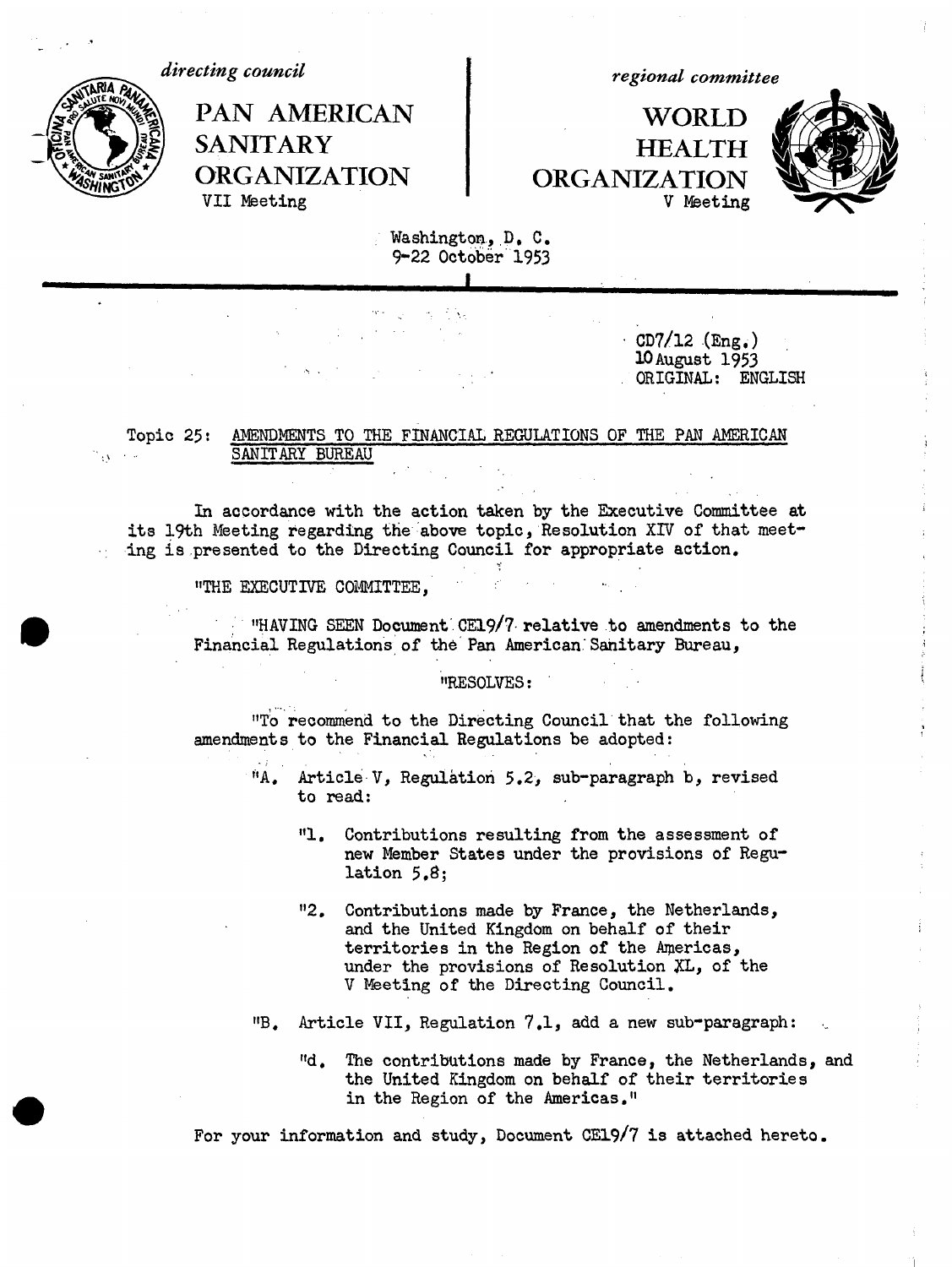*directing council*

**PAN AMERICAN SANITARY ORGANIZATION**

VII Meeting

*regional committee*

**WORLD HEALTH ORGANIZATION**

V Meeting

Washington, D. C.
9-22 October 1953

CD7/12 (Eng.)
10 August 1953
ORIGINAL: ENGLISH

Topic 25: AMENDMENTS TO THE FINANCIAL REGULATIONS OF THE PAN AMERICAN SANITARY BUREAU

In accordance with the action taken by the Executive Committee at its 19th Meeting regarding the above topic, Resolution XIV of that meeting is presented to the Directing Council for appropriate action.

"THE EXECUTIVE COMMITTEE,

"HAVING SEEN Document CE19/7 relative to amendments to the Financial Regulations of the Pan American Sanitary Bureau,

"RESOLVES:

"To recommend to the Directing Council that the following amendments to the Financial Regulations be adopted:

"A. Article V, Regulation 5.2, sub-paragraph b, revised to read:

"1. Contributions resulting from the assessment of new Member States under the provisions of Regulation 5.8;

"2. Contributions made by France, the Netherlands, and the United Kingdom on behalf of their territories in the Region of the Americas, under the provisions of Resolution XL, of the V Meeting of the Directing Council.

"B. Article VII, Regulation 7.1, add a new sub-paragraph:

"d. The contributions made by France, the Netherlands, and the United Kingdom on behalf of their territories in the Region of the Americas."

For your information and study, Document CE19/7 is attached hereto.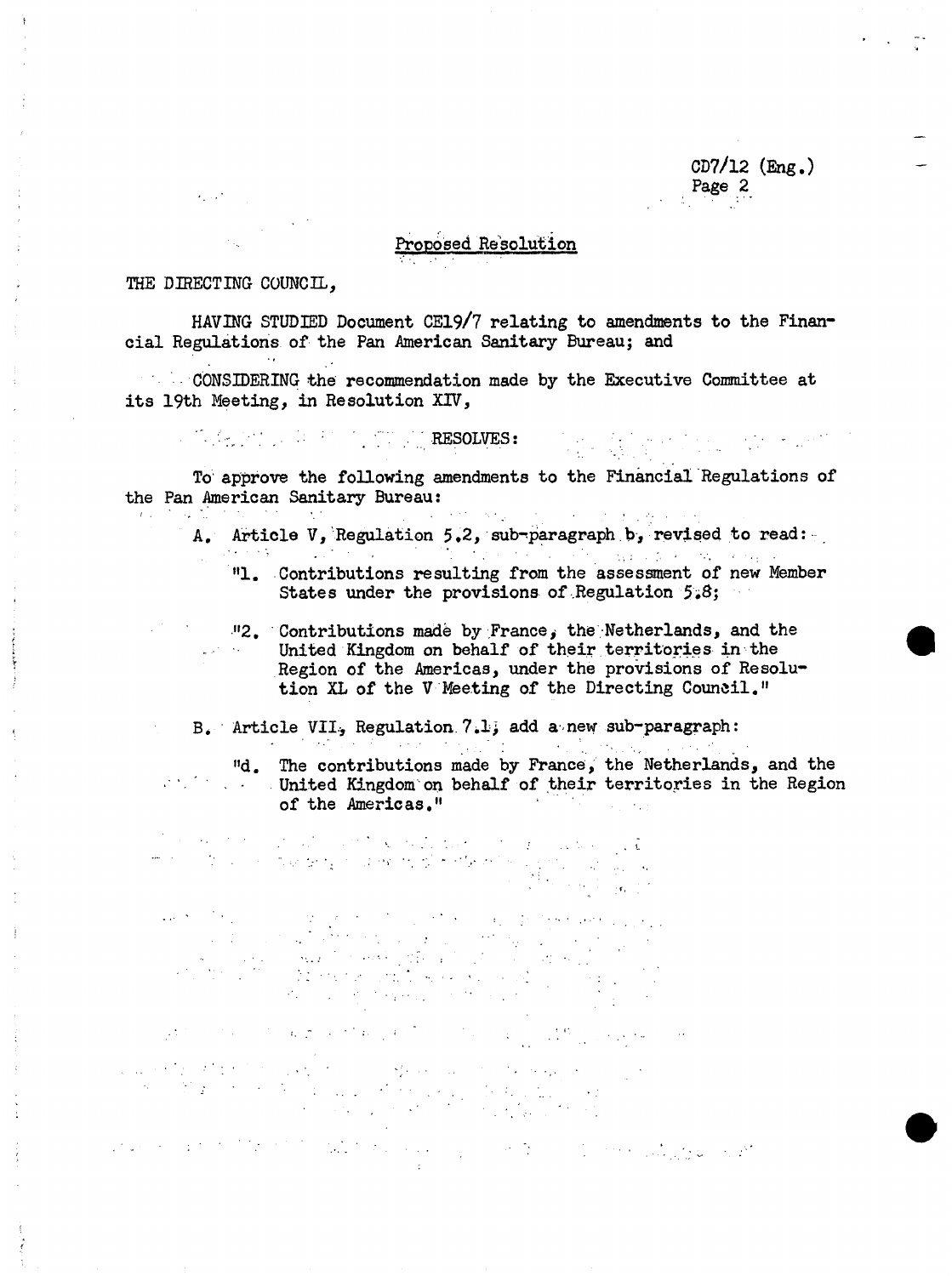## Proposed Resolution

THE DIRECTING COUNCIL,

HAVING STUDIED Document CE19/7 relating to amendments to the Financial Regulations of the Pan American Sanitary Bureau; and

CONSIDERING the recommendation made by the Executive Committee at its 19th Meeting, in Resolution XIV,

RESOLVES:

To approve the following amendments to the Financial Regulations of the Pan American Sanitary Bureau:

A. Article V, Regulation 5.2, sub-paragraph b, revised to read:

> "1. Contributions resulting from the assessment of new Member States under the provisions of Regulation 5.8;
>
> "2. Contributions made by France, the Netherlands, and the United Kingdom on behalf of their territories in the Region of the Americas, under the provisions of Resolution XL of the V Meeting of the Directing Council."

B. Article VII, Regulation 7.1, add a new sub-paragraph:

> "d. The contributions made by France, the Netherlands, and the United Kingdom on behalf of their territories in the Region of the Americas."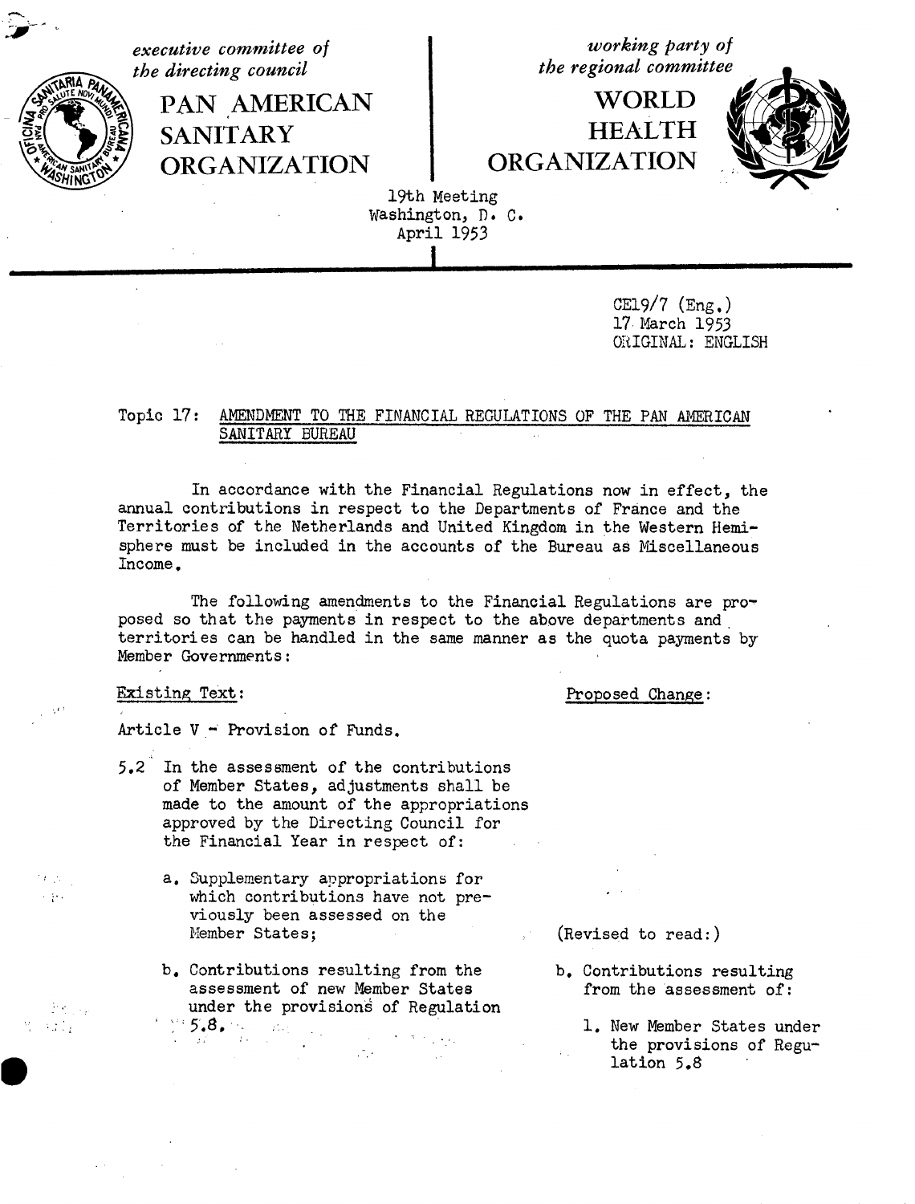executive committee of the directing council

**PAN AMERICAN SANITARY ORGANIZATION**

working party of the regional committee

**WORLD HEALTH ORGANIZATION**

19th Meeting
Washington, D. C.
April 1953

CE19/7 (Eng.)
17 March 1953
ORIGINAL: ENGLISH

Topic 17: AMENDMENT TO THE FINANCIAL REGULATIONS OF THE PAN AMERICAN SANITARY BUREAU

In accordance with the Financial Regulations now in effect, the annual contributions in respect to the Departments of France and the Territories of the Netherlands and United Kingdom in the Western Hemisphere must be included in the accounts of the Bureau as Miscellaneous Income.

The following amendments to the Financial Regulations are proposed so that the payments in respect to the above departments and territories can be handled in the same manner as the quota payments by Member Governments:

| Existing Text: | Proposed Change: |
| --- | --- |
| Article V - Provision of Funds. | |
| 5.2 In the assessment of the contributions of Member States, adjustments shall be made to the amount of the appropriations approved by the Directing Council for the Financial Year in respect of: | |
| a. Supplementary appropriations for which contributions have not previously been assessed on the Member States; | (Revised to read:) |
| b. Contributions resulting from the assessment of new Member States under the provisions of Regulation 5.8. | b. Contributions resulting from the assessment of:<br>1. New Member States under the provisions of Regulation 5.8 |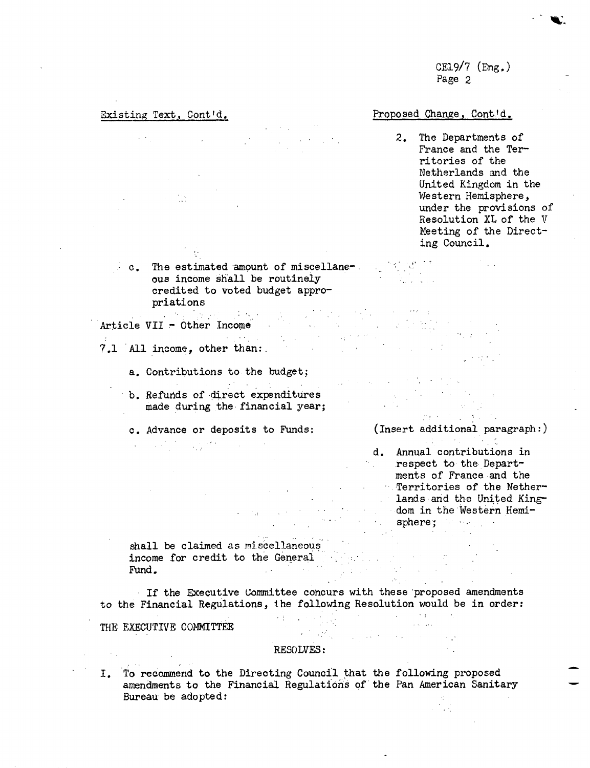| Existing Text, Cont'd. | Proposed Change, Cont'd. |
|---|---|
| | 2. The Departments of France and the Territories of the Netherlands and the United Kingdom in the Western Hemisphere, under the provisions of Resolution XL of the V Meeting of the Directing Council. |
| c. The estimated amount of miscellaneous income shall be routinely credited to voted budget appropriations | |
| Article VII - Other Income | |
| 7.1 All income, other than: | |
| a. Contributions to the budget; | |
| b. Refunds of direct expenditures made during the financial year; | |
| c. Advance or deposits to Funds: | (Insert additional paragraph:) |
| | d. Annual contributions in respect to the Departments of France and the Territories of the Netherlands and the United Kingdom in the Western Hemisphere; |
| shall be claimed as miscellaneous income for credit to the General Fund. | |

If the Executive Committee concurs with these proposed amendments to the Financial Regulations, the following Resolution would be in order:

THE EXECUTIVE COMMITTEE

RESOLVES:

I. To recommend to the Directing Council that the following proposed amendments to the Financial Regulations of the Pan American Sanitary Bureau be adopted: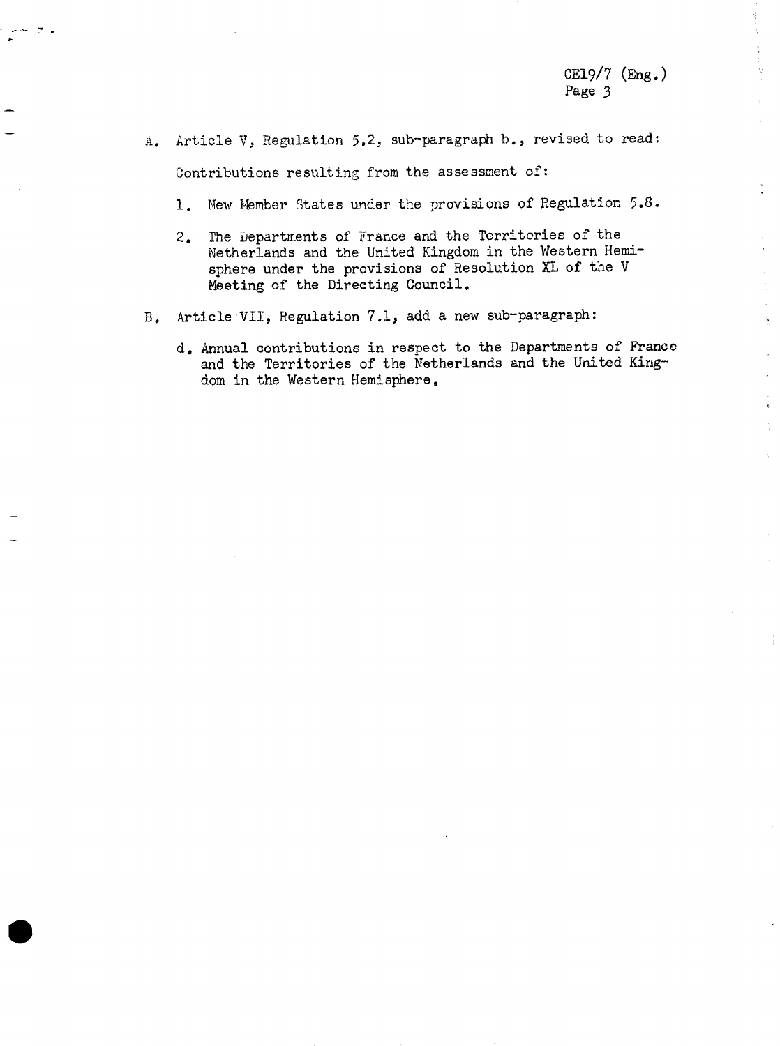A. Article V, Regulation 5.2, sub-paragraph b., revised to read:

Contributions resulting from the assessment of:

1. New Member States under the provisions of Regulation 5.8.
2. The Departments of France and the Territories of the Netherlands and the United Kingdom in the Western Hemisphere under the provisions of Resolution XL of the V Meeting of the Directing Council.

B. Article VII, Regulation 7.1, add a new sub-paragraph:

d. Annual contributions in respect to the Departments of France and the Territories of the Netherlands and the United Kingdom in the Western Hemisphere.